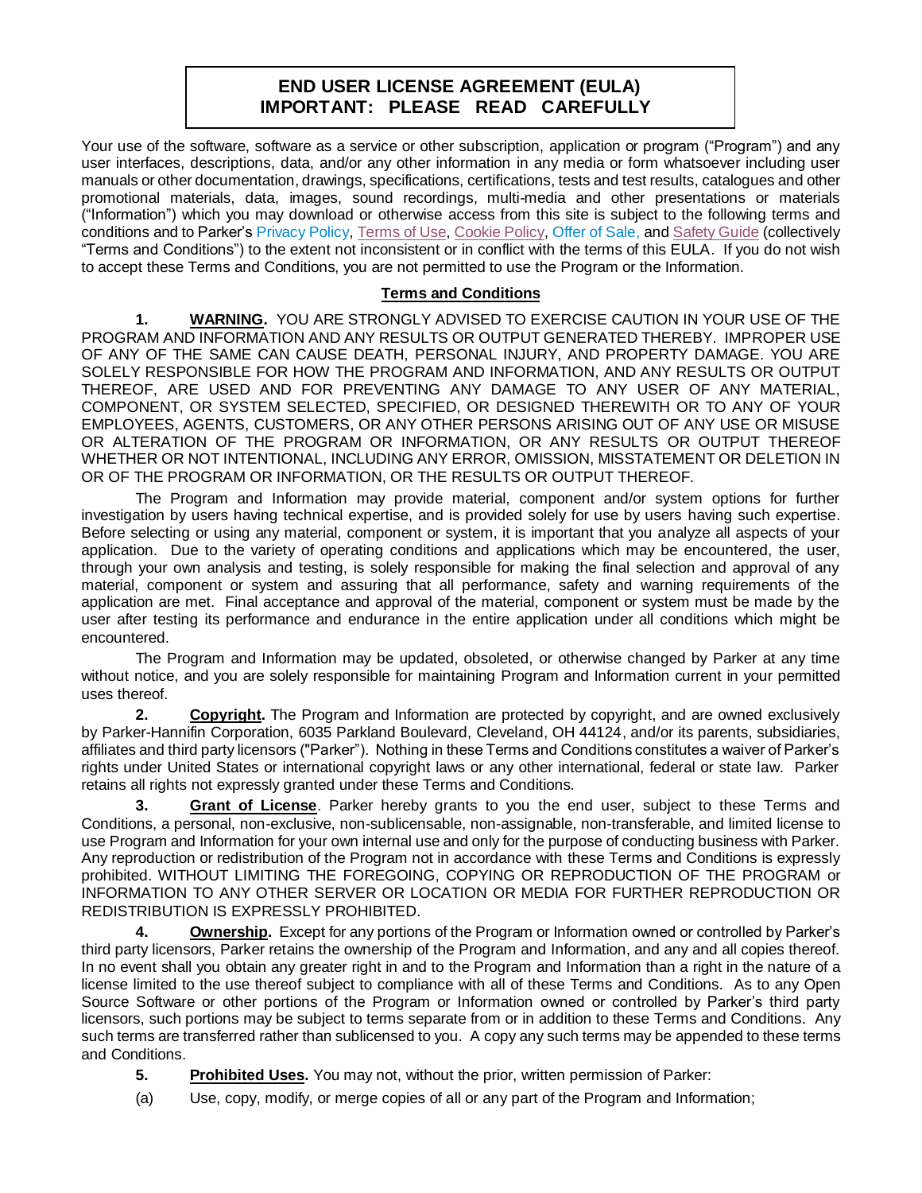# END USER LICENSE AGREEMENT (EULA)
# IMPORTANT: PLEASE READ CAREFULLY

Your use of the software, software as a service or other subscription, application or program ("Program") and any user interfaces, descriptions, data, and/or any other information in any media or form whatsoever including user manuals or other documentation, drawings, specifications, certifications, tests and test results, catalogues and other promotional materials, data, images, sound recordings, multi-media and other presentations or materials ("Information") which you may download or otherwise access from this site is subject to the following terms and conditions and to Parker's Privacy Policy, Terms of Use, Cookie Policy, Offer of Sale, and Safety Guide (collectively "Terms and Conditions") to the extent not inconsistent or in conflict with the terms of this EULA. If you do not wish to accept these Terms and Conditions, you are not permitted to use the Program or the Information.

## Terms and Conditions

**1. WARNING.** YOU ARE STRONGLY ADVISED TO EXERCISE CAUTION IN YOUR USE OF THE PROGRAM AND INFORMATION AND ANY RESULTS OR OUTPUT GENERATED THEREBY. IMPROPER USE OF ANY OF THE SAME CAN CAUSE DEATH, PERSONAL INJURY, AND PROPERTY DAMAGE. YOU ARE SOLELY RESPONSIBLE FOR HOW THE PROGRAM AND INFORMATION, AND ANY RESULTS OR OUTPUT THEREOF, ARE USED AND FOR PREVENTING ANY DAMAGE TO ANY USER OF ANY MATERIAL, COMPONENT, OR SYSTEM SELECTED, SPECIFIED, OR DESIGNED THEREWITH OR TO ANY OF YOUR EMPLOYEES, AGENTS, CUSTOMERS, OR ANY OTHER PERSONS ARISING OUT OF ANY USE OR MISUSE OR ALTERATION OF THE PROGRAM OR INFORMATION, OR ANY RESULTS OR OUTPUT THEREOF WHETHER OR NOT INTENTIONAL, INCLUDING ANY ERROR, OMISSION, MISSTATEMENT OR DELETION IN OR OF THE PROGRAM OR INFORMATION, OR THE RESULTS OR OUTPUT THEREOF.

The Program and Information may provide material, component and/or system options for further investigation by users having technical expertise, and is provided solely for use by users having such expertise. Before selecting or using any material, component or system, it is important that you analyze all aspects of your application. Due to the variety of operating conditions and applications which may be encountered, the user, through your own analysis and testing, is solely responsible for making the final selection and approval of any material, component or system and assuring that all performance, safety and warning requirements of the application are met. Final acceptance and approval of the material, component or system must be made by the user after testing its performance and endurance in the entire application under all conditions which might be encountered.

The Program and Information may be updated, obsoleted, or otherwise changed by Parker at any time without notice, and you are solely responsible for maintaining Program and Information current in your permitted uses thereof.

**2. Copyright.** The Program and Information are protected by copyright, and are owned exclusively by Parker-Hannifin Corporation, 6035 Parkland Boulevard, Cleveland, OH 44124, and/or its parents, subsidiaries, affiliates and third party licensors ("Parker"). Nothing in these Terms and Conditions constitutes a waiver of Parker's rights under United States or international copyright laws or any other international, federal or state law. Parker retains all rights not expressly granted under these Terms and Conditions.

**3. Grant of License**. Parker hereby grants to you the end user, subject to these Terms and Conditions, a personal, non-exclusive, non-sublicensable, non-assignable, non-transferable, and limited license to use Program and Information for your own internal use and only for the purpose of conducting business with Parker. Any reproduction or redistribution of the Program not in accordance with these Terms and Conditions is expressly prohibited. WITHOUT LIMITING THE FOREGOING, COPYING OR REPRODUCTION OF THE PROGRAM or INFORMATION TO ANY OTHER SERVER OR LOCATION OR MEDIA FOR FURTHER REPRODUCTION OR REDISTRIBUTION IS EXPRESSLY PROHIBITED.

**4. Ownership.** Except for any portions of the Program or Information owned or controlled by Parker's third party licensors, Parker retains the ownership of the Program and Information, and any and all copies thereof. In no event shall you obtain any greater right in and to the Program and Information than a right in the nature of a license limited to the use thereof subject to compliance with all of these Terms and Conditions. As to any Open Source Software or other portions of the Program or Information owned or controlled by Parker's third party licensors, such portions may be subject to terms separate from or in addition to these Terms and Conditions. Any such terms are transferred rather than sublicensed to you. A copy any such terms may be appended to these terms and Conditions.

**5. Prohibited Uses.** You may not, without the prior, written permission of Parker:

(a) Use, copy, modify, or merge copies of all or any part of the Program and Information;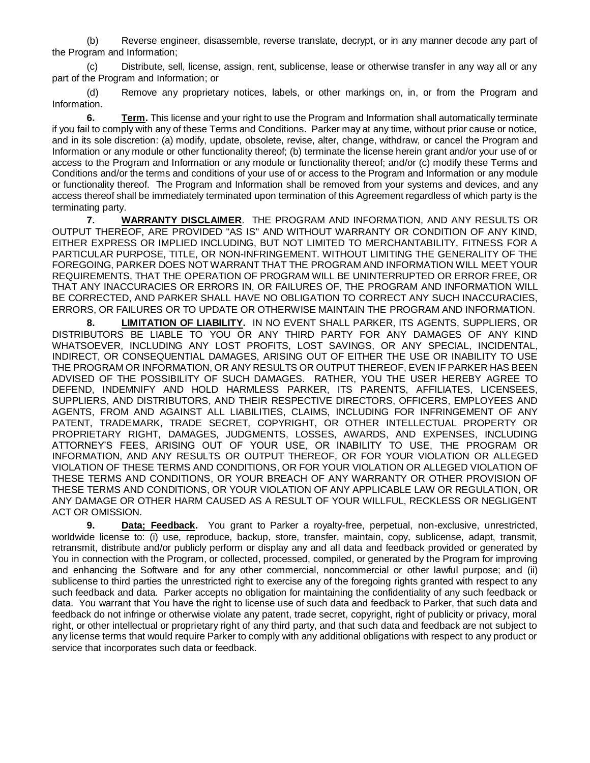(b) Reverse engineer, disassemble, reverse translate, decrypt, or in any manner decode any part of the Program and Information;

(c) Distribute, sell, license, assign, rent, sublicense, lease or otherwise transfer in any way all or any part of the Program and Information; or

(d) Remove any proprietary notices, labels, or other markings on, in, or from the Program and Information.

**6. Term.** This license and your right to use the Program and Information shall automatically terminate if you fail to comply with any of these Terms and Conditions. Parker may at any time, without prior cause or notice, and in its sole discretion: (a) modify, update, obsolete, revise, alter, change, withdraw, or cancel the Program and Information or any module or other functionality thereof; (b) terminate the license herein grant and/or your use of or access to the Program and Information or any module or functionality thereof; and/or (c) modify these Terms and Conditions and/or the terms and conditions of your use of or access to the Program and Information or any module or functionality thereof. The Program and Information shall be removed from your systems and devices, and any access thereof shall be immediately terminated upon termination of this Agreement regardless of which party is the terminating party.

**7. WARRANTY DISCLAIMER**. THE PROGRAM AND INFORMATION, AND ANY RESULTS OR OUTPUT THEREOF, ARE PROVIDED "AS IS" AND WITHOUT WARRANTY OR CONDITION OF ANY KIND, EITHER EXPRESS OR IMPLIED INCLUDING, BUT NOT LIMITED TO MERCHANTABILITY, FITNESS FOR A PARTICULAR PURPOSE, TITLE, OR NON-INFRINGEMENT. WITHOUT LIMITING THE GENERALITY OF THE FOREGOING, PARKER DOES NOT WARRANT THAT THE PROGRAM AND INFORMATION WILL MEET YOUR REQUIREMENTS, THAT THE OPERATION OF PROGRAM WILL BE UNINTERRUPTED OR ERROR FREE, OR THAT ANY INACCURACIES OR ERRORS IN, OR FAILURES OF, THE PROGRAM AND INFORMATION WILL BE CORRECTED, AND PARKER SHALL HAVE NO OBLIGATION TO CORRECT ANY SUCH INACCURACIES, ERRORS, OR FAILURES OR TO UPDATE OR OTHERWISE MAINTAIN THE PROGRAM AND INFORMATION.

**8. LIMITATION OF LIABILITY.** IN NO EVENT SHALL PARKER, ITS AGENTS, SUPPLIERS, OR DISTRIBUTORS BE LIABLE TO YOU OR ANY THIRD PARTY FOR ANY DAMAGES OF ANY KIND WHATSOEVER, INCLUDING ANY LOST PROFITS, LOST SAVINGS, OR ANY SPECIAL, INCIDENTAL, INDIRECT, OR CONSEQUENTIAL DAMAGES, ARISING OUT OF EITHER THE USE OR INABILITY TO USE THE PROGRAM OR INFORMATION, OR ANY RESULTS OR OUTPUT THEREOF, EVEN IF PARKER HAS BEEN ADVISED OF THE POSSIBILITY OF SUCH DAMAGES. RATHER, YOU THE USER HEREBY AGREE TO DEFEND, INDEMNIFY AND HOLD HARMLESS PARKER, ITS PARENTS, AFFILIATES, LICENSEES, SUPPLIERS, AND DISTRIBUTORS, AND THEIR RESPECTIVE DIRECTORS, OFFICERS, EMPLOYEES AND AGENTS, FROM AND AGAINST ALL LIABILITIES, CLAIMS, INCLUDING FOR INFRINGEMENT OF ANY PATENT, TRADEMARK, TRADE SECRET, COPYRIGHT, OR OTHER INTELLECTUAL PROPERTY OR PROPRIETARY RIGHT, DAMAGES, JUDGMENTS, LOSSES, AWARDS, AND EXPENSES, INCLUDING ATTORNEY'S FEES, ARISING OUT OF YOUR USE, OR INABILITY TO USE, THE PROGRAM OR INFORMATION, AND ANY RESULTS OR OUTPUT THEREOF, OR FOR YOUR VIOLATION OR ALLEGED VIOLATION OF THESE TERMS AND CONDITIONS, OR FOR YOUR VIOLATION OR ALLEGED VIOLATION OF THESE TERMS AND CONDITIONS, OR YOUR BREACH OF ANY WARRANTY OR OTHER PROVISION OF THESE TERMS AND CONDITIONS, OR YOUR VIOLATION OF ANY APPLICABLE LAW OR REGULATION, OR ANY DAMAGE OR OTHER HARM CAUSED AS A RESULT OF YOUR WILLFUL, RECKLESS OR NEGLIGENT ACT OR OMISSION.

**9. Data; Feedback.** You grant to Parker a royalty-free, perpetual, non-exclusive, unrestricted, worldwide license to: (i) use, reproduce, backup, store, transfer, maintain, copy, sublicense, adapt, transmit, retransmit, distribute and/or publicly perform or display any and all data and feedback provided or generated by You in connection with the Program, or collected, processed, compiled, or generated by the Program for improving and enhancing the Software and for any other commercial, noncommercial or other lawful purpose; and (ii) sublicense to third parties the unrestricted right to exercise any of the foregoing rights granted with respect to any such feedback and data. Parker accepts no obligation for maintaining the confidentiality of any such feedback or data. You warrant that You have the right to license use of such data and feedback to Parker, that such data and feedback do not infringe or otherwise violate any patent, trade secret, copyright, right of publicity or privacy, moral right, or other intellectual or proprietary right of any third party, and that such data and feedback are not subject to any license terms that would require Parker to comply with any additional obligations with respect to any product or service that incorporates such data or feedback.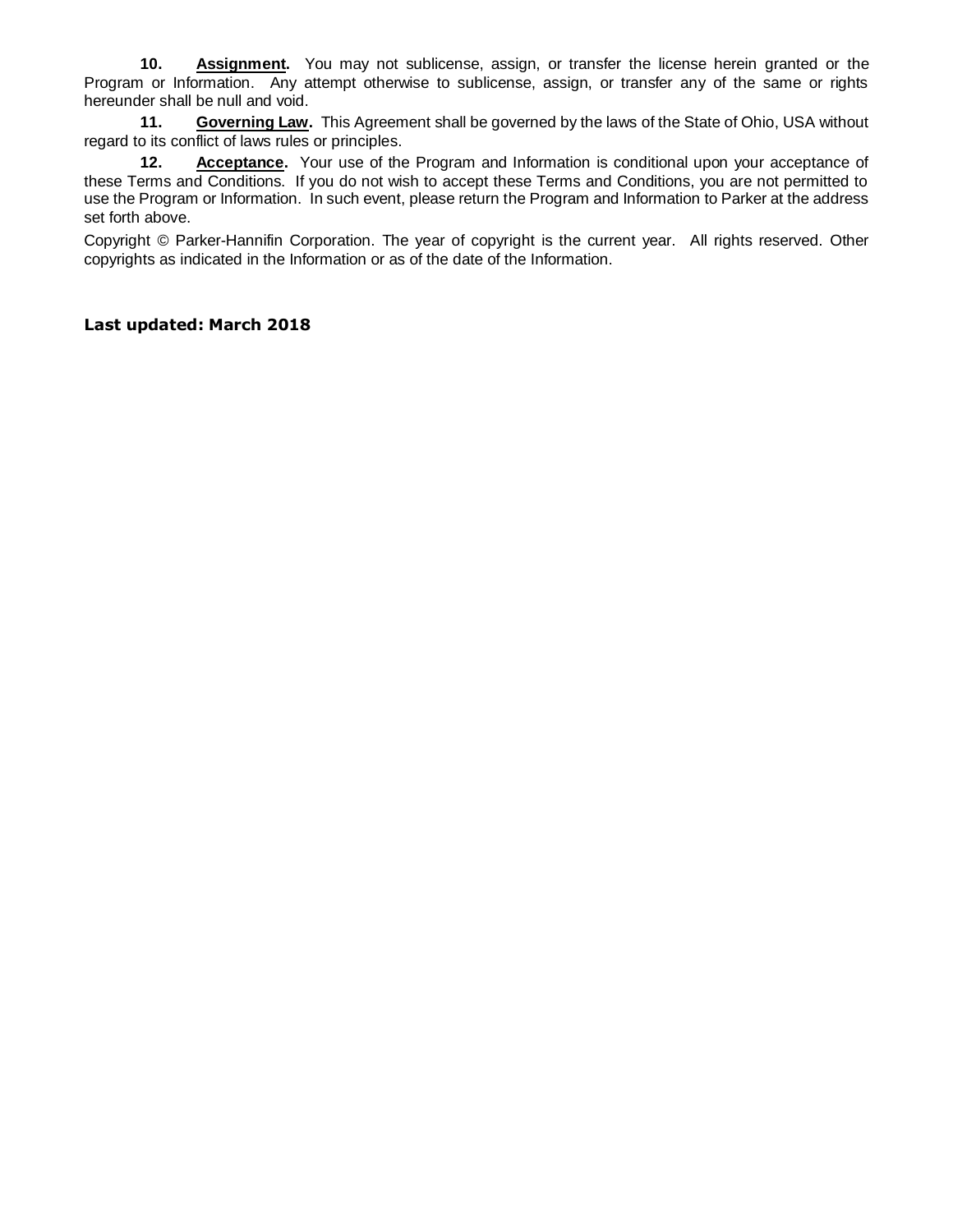**10. Assignment.** You may not sublicense, assign, or transfer the license herein granted or the Program or Information. Any attempt otherwise to sublicense, assign, or transfer any of the same or rights hereunder shall be null and void.

**11. Governing Law.** This Agreement shall be governed by the laws of the State of Ohio, USA without regard to its conflict of laws rules or principles.

**12. Acceptance.** Your use of the Program and Information is conditional upon your acceptance of these Terms and Conditions. If you do not wish to accept these Terms and Conditions, you are not permitted to use the Program or Information. In such event, please return the Program and Information to Parker at the address set forth above.

Copyright © Parker-Hannifin Corporation. The year of copyright is the current year. All rights reserved. Other copyrights as indicated in the Information or as of the date of the Information.

**Last updated: March 2018**